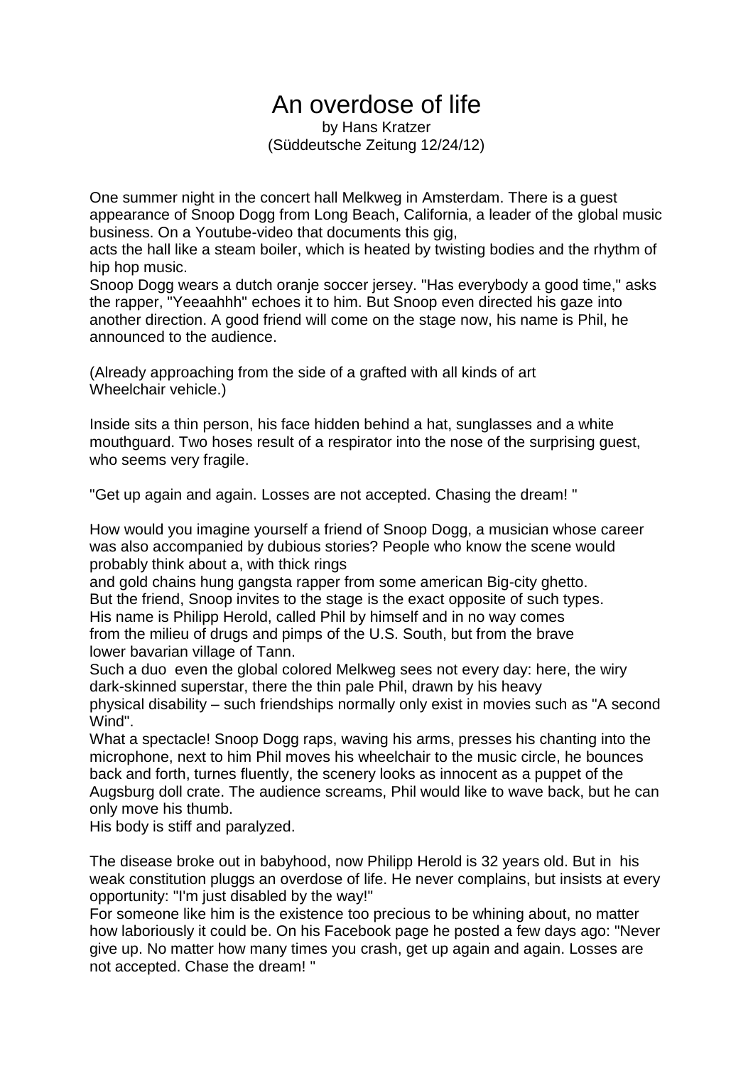# An overdose of life

by Hans Kratzer
(Süddeutsche Zeitung 12/24/12)

One summer night in the concert hall Melkweg in Amsterdam. There is a guest appearance of Snoop Dogg from Long Beach, California, a leader of the global music business. On a Youtube-video that documents this gig,
acts the hall like a steam boiler, which is heated by twisting bodies and the rhythm of hip hop music.
Snoop Dogg wears a dutch oranje soccer jersey. "Has everybody a good time," asks the rapper, "Yeeaahhh" echoes it to him. But Snoop even directed his gaze into another direction. A good friend will come on the stage now, his name is Phil, he announced to the audience.

(Already approaching from the side of a grafted with all kinds of art
Wheelchair vehicle.)

Inside sits a thin person, his face hidden behind a hat, sunglasses and a white mouthguard. Two hoses result of a respirator into the nose of the surprising guest, who seems very fragile.

"Get up again and again. Losses are not accepted. Chasing the dream! "

How would you imagine yourself a friend of Snoop Dogg, a musician whose career was also accompanied by dubious stories? People who know the scene would probably think about a, with thick rings
and gold chains hung gangsta rapper from some american Big-city ghetto.
But the friend, Snoop invites to the stage is the exact opposite of such types.
His name is Philipp Herold, called Phil by himself and in no way comes
from the milieu of drugs and pimps of the U.S. South, but from the brave
lower bavarian village of Tann.
Such a duo even the global colored Melkweg sees not every day: here, the wiry dark-skinned superstar, there the thin pale Phil, drawn by his heavy
physical disability – such friendships normally only exist in movies such as "A second Wind".
What a spectacle! Snoop Dogg raps, waving his arms, presses his chanting into the microphone, next to him Phil moves his wheelchair to the music circle, he bounces back and forth, turnes fluently, the scenery looks as innocent as a puppet of the Augsburg doll crate. The audience screams, Phil would like to wave back, but he can only move his thumb.
His body is stiff and paralyzed.

The disease broke out in babyhood, now Philipp Herold is 32 years old. But in his weak constitution pluggs an overdose of life. He never complains, but insists at every opportunity: "I'm just disabled by the way!"
For someone like him is the existence too precious to be whining about, no matter how laboriously it could be. On his Facebook page he posted a few days ago: "Never give up. No matter how many times you crash, get up again and again. Losses are not accepted. Chase the dream! "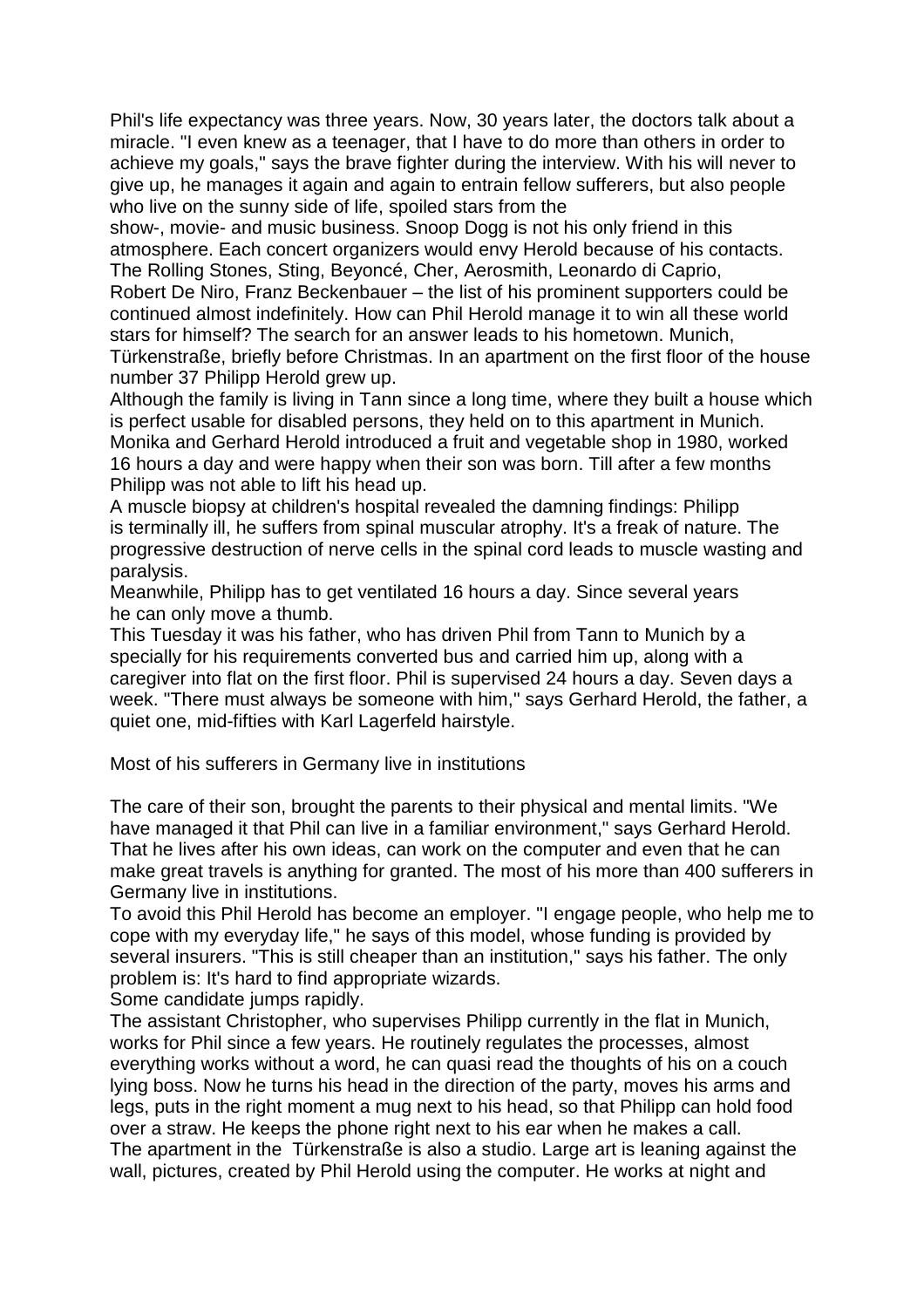Phil's life expectancy was three years. Now, 30 years later, the doctors talk about a miracle. "I even knew as a teenager, that I have to do more than others in order to achieve my goals," says the brave fighter during the interview. With his will never to give up, he manages it again and again to entrain fellow sufferers, but also people who live on the sunny side of life, spoiled stars from the show-, movie- and music business. Snoop Dogg is not his only friend in this atmosphere. Each concert organizers would envy Herold because of his contacts. The Rolling Stones, Sting, Beyoncé, Cher, Aerosmith, Leonardo di Caprio, Robert De Niro, Franz Beckenbauer – the list of his prominent supporters could be continued almost indefinitely. How can Phil Herold manage it to win all these world stars for himself? The search for an answer leads to his hometown. Munich, Türkenstraße, briefly before Christmas. In an apartment on the first floor of the house number 37 Philipp Herold grew up.

Although the family is living in Tann since a long time, where they built a house which is perfect usable for disabled persons, they held on to this apartment in Munich. Monika and Gerhard Herold introduced a fruit and vegetable shop in 1980, worked 16 hours a day and were happy when their son was born. Till after a few months Philipp was not able to lift his head up.

A muscle biopsy at children's hospital revealed the damning findings: Philipp is terminally ill, he suffers from spinal muscular atrophy. It's a freak of nature. The progressive destruction of nerve cells in the spinal cord leads to muscle wasting and paralysis.

Meanwhile, Philipp has to get ventilated 16 hours a day. Since several years he can only move a thumb.

This Tuesday it was his father, who has driven Phil from Tann to Munich by a specially for his requirements converted bus and carried him up, along with a caregiver into flat on the first floor. Phil is supervised 24 hours a day. Seven days a week. "There must always be someone with him," says Gerhard Herold, the father, a quiet one, mid-fifties with Karl Lagerfeld hairstyle.

## Most of his sufferers in Germany live in institutions

The care of their son, brought the parents to their physical and mental limits. "We have managed it that Phil can live in a familiar environment," says Gerhard Herold. That he lives after his own ideas, can work on the computer and even that he can make great travels is anything for granted. The most of his more than 400 sufferers in Germany live in institutions.

To avoid this Phil Herold has become an employer. "I engage people, who help me to cope with my everyday life," he says of this model, whose funding is provided by several insurers. "This is still cheaper than an institution," says his father. The only problem is: It's hard to find appropriate wizards.

Some candidate jumps rapidly.

The assistant Christopher, who supervises Philipp currently in the flat in Munich, works for Phil since a few years. He routinely regulates the processes, almost everything works without a word, he can quasi read the thoughts of his on a couch lying boss. Now he turns his head in the direction of the party, moves his arms and legs, puts in the right moment a mug next to his head, so that Philipp can hold food over a straw. He keeps the phone right next to his ear when he makes a call.

The apartment in the Türkenstraße is also a studio. Large art is leaning against the wall, pictures, created by Phil Herold using the computer. He works at night and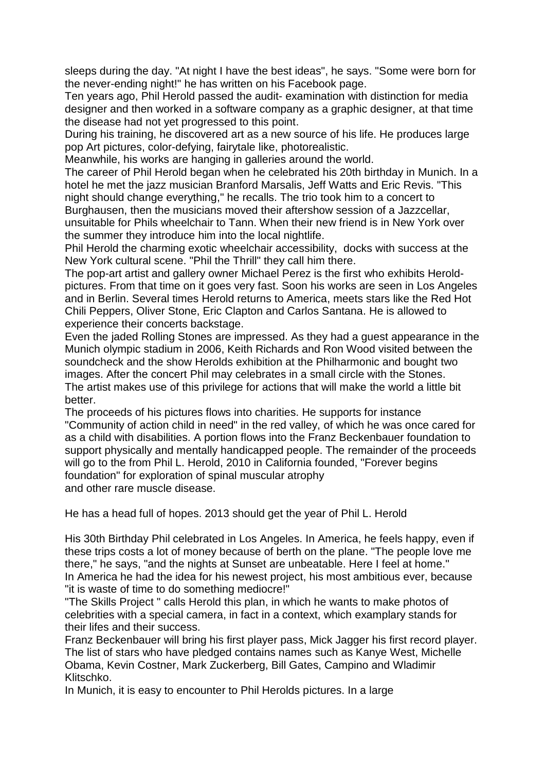sleeps during the day. "At night I have the best ideas", he says. "Some were born for the never-ending night!" he has written on his Facebook page.

Ten years ago, Phil Herold passed the audit- examination with distinction for media designer and then worked in a software company as a graphic designer, at that time the disease had not yet progressed to this point.

During his training, he discovered art as a new source of his life. He produces large pop Art pictures, color-defying, fairytale like, photorealistic.

Meanwhile, his works are hanging in galleries around the world.

The career of Phil Herold began when he celebrated his 20th birthday in Munich. In a hotel he met the jazz musician Branford Marsalis, Jeff Watts and Eric Revis. "This night should change everything," he recalls. The trio took him to a concert to Burghausen, then the musicians moved their aftershow session of a Jazzcellar, unsuitable for Phils wheelchair to Tann. When their new friend is in New York over the summer they introduce him into the local nightlife.

Phil Herold the charming exotic wheelchair accessibility, docks with success at the New York cultural scene. "Phil the Thrill" they call him there.

The pop-art artist and gallery owner Michael Perez is the first who exhibits Herold-pictures. From that time on it goes very fast. Soon his works are seen in Los Angeles and in Berlin. Several times Herold returns to America, meets stars like the Red Hot Chili Peppers, Oliver Stone, Eric Clapton and Carlos Santana. He is allowed to experience their concerts backstage.

Even the jaded Rolling Stones are impressed. As they had a guest appearance in the Munich olympic stadium in 2006, Keith Richards and Ron Wood visited between the soundcheck and the show Herolds exhibition at the Philharmonic and bought two images. After the concert Phil may celebrates in a small circle with the Stones.

The artist makes use of this privilege for actions that will make the world a little bit better.

The proceeds of his pictures flows into charities. He supports for instance "Community of action child in need" in the red valley, of which he was once cared for as a child with disabilities. A portion flows into the Franz Beckenbauer foundation to support physically and mentally handicapped people. The remainder of the proceeds will go to the from Phil L. Herold, 2010 in California founded, "Forever begins foundation" for exploration of spinal muscular atrophy
and other rare muscle disease.

He has a head full of hopes. 2013 should get the year of Phil L. Herold

His 30th Birthday Phil celebrated in Los Angeles. In America, he feels happy, even if these trips costs a lot of money because of berth on the plane. "The people love me there," he says, "and the nights at Sunset are unbeatable. Here I feel at home."
In America he had the idea for his newest project, his most ambitious ever, because "it is waste of time to do something mediocre!"

"The Skills Project " calls Herold this plan, in which he wants to make photos of celebrities with a special camera, in fact in a context, which examplary stands for their lifes and their success.

Franz Beckenbauer will bring his first player pass, Mick Jagger his first record player. The list of stars who have pledged contains names such as Kanye West, Michelle Obama, Kevin Costner, Mark Zuckerberg, Bill Gates, Campino and Wladimir Klitschko.

In Munich, it is easy to encounter to Phil Herolds pictures. In a large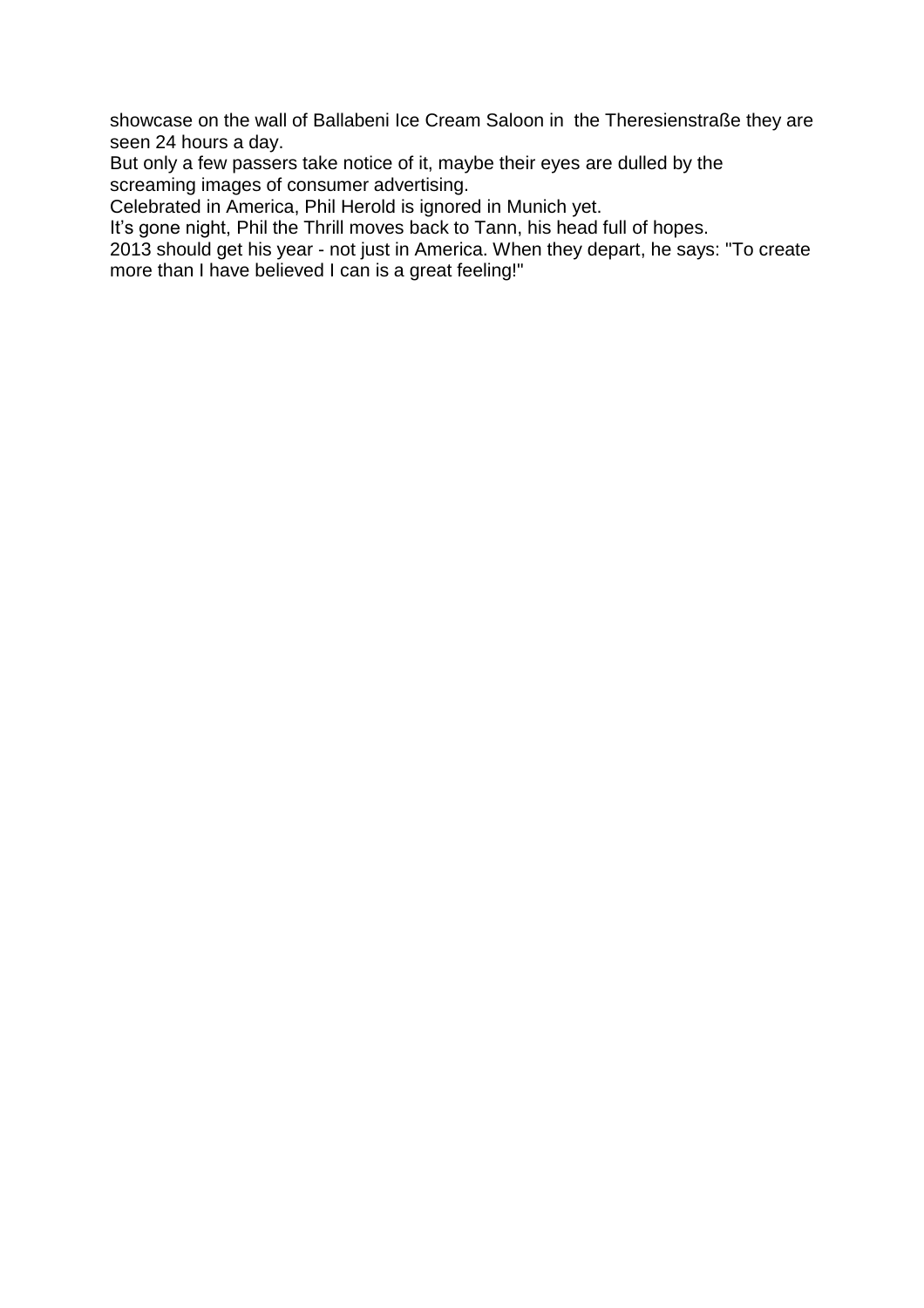showcase on the wall of Ballabeni Ice Cream Saloon in the Theresienstraße they are seen 24 hours a day.
But only a few passers take notice of it, maybe their eyes are dulled by the screaming images of consumer advertising.
Celebrated in America, Phil Herold is ignored in Munich yet.
It's gone night, Phil the Thrill moves back to Tann, his head full of hopes.
2013 should get his year - not just in America. When they depart, he says: "To create more than I have believed I can is a great feeling!"